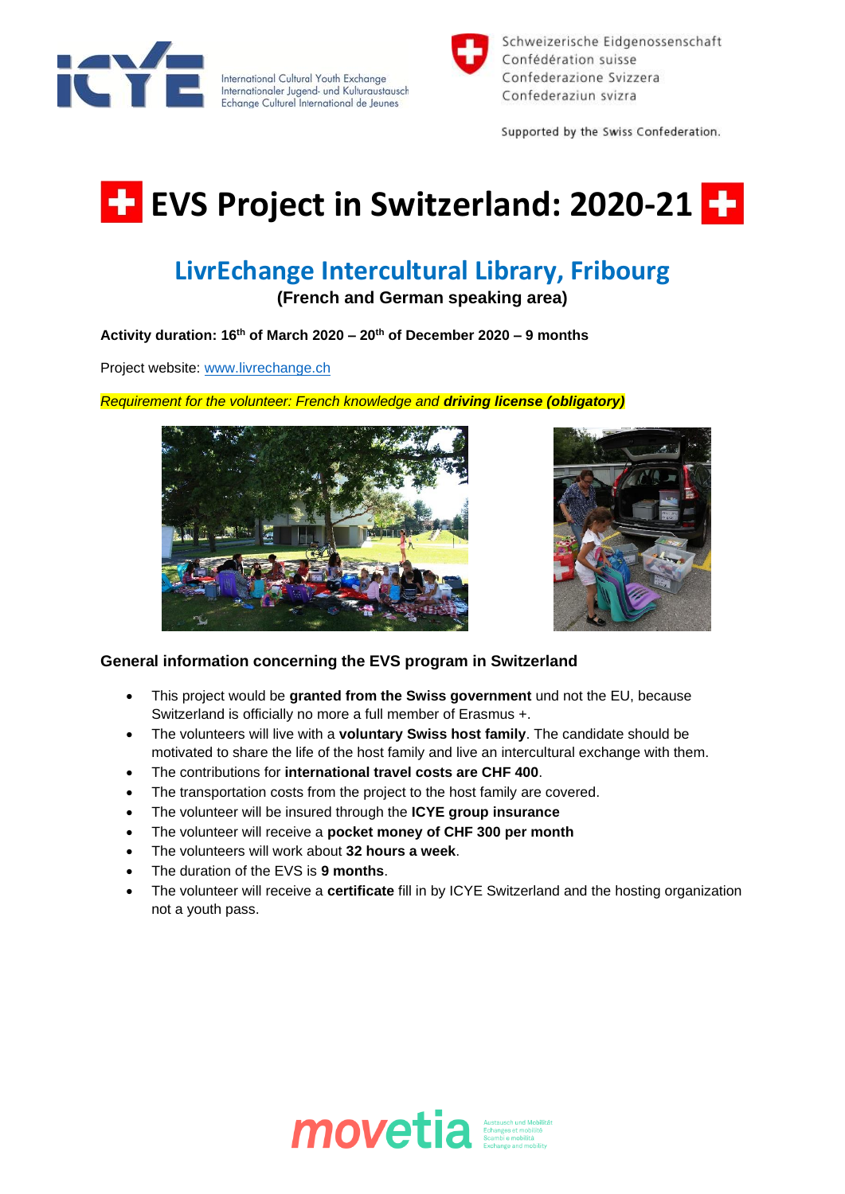International Cultural Youth Exchange
Internationaler Jugend- und Kulturaustausch
Echange Culturel International de Jeunes

Schweizerische Eidgenossenschaft
Confédération suisse
Confederazione Svizzera
Confederaziun svizra

Supported by the Swiss Confederation.

# EVS Project in Switzerland: 2020-21

## LivrEchange Intercultural Library, Fribourg

**(French and German speaking area)**

**Activity duration: 16th of March 2020 – 20th of December 2020 – 9 months**

Project website: www.livrechange.ch

*Requirement for the volunteer: French knowledge and **driving license (obligatory)***

### General information concerning the EVS program in Switzerland

- This project would be **granted from the Swiss government** und not the EU, because Switzerland is officially no more a full member of Erasmus +.
- The volunteers will live with a **voluntary Swiss host family**. The candidate should be motivated to share the life of the host family and live an intercultural exchange with them.
- The contributions for **international travel costs are CHF 400**.
- The transportation costs from the project to the host family are covered.
- The volunteer will be insured through the **ICYE group insurance**
- The volunteer will receive a **pocket money of CHF 300 per month**
- The volunteers will work about **32 hours a week**.
- The duration of the EVS is **9 months**.
- The volunteer will receive a **certificate** fill in by ICYE Switzerland and the hosting organization not a youth pass.

movetia
Austausch und Mobilität
Echanges et mobilité
Scambi e mobilità
Exchange and mobility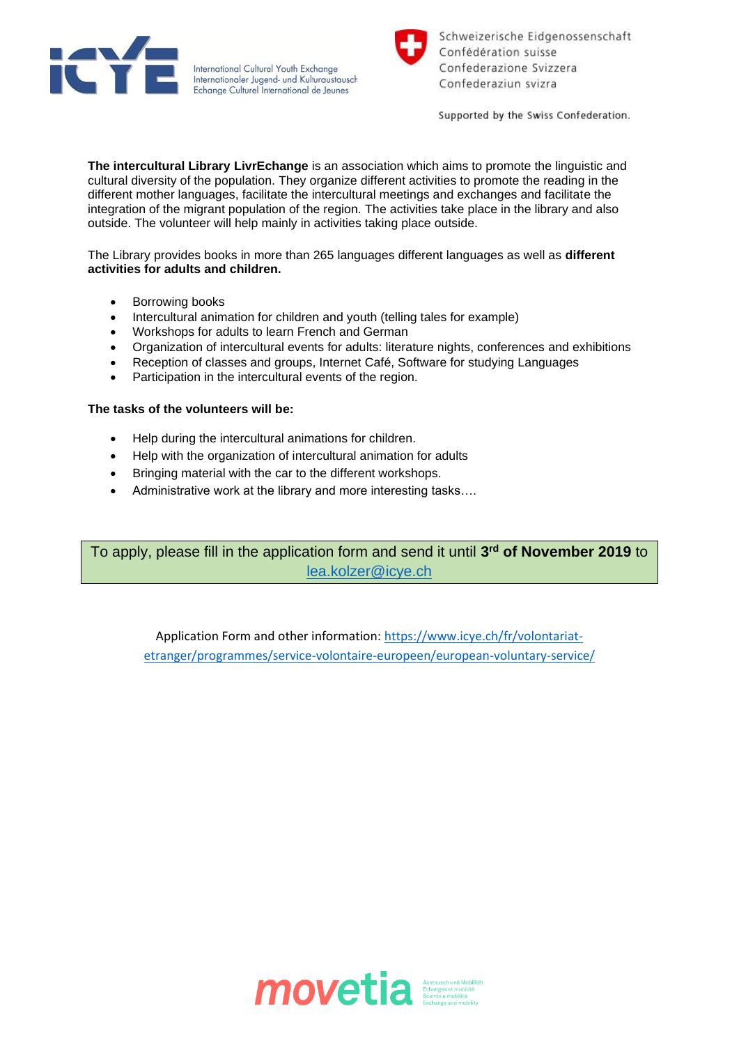**The intercultural Library LivrEchange** is an association which aims to promote the linguistic and cultural diversity of the population. They organize different activities to promote the reading in the different mother languages, facilitate the intercultural meetings and exchanges and facilitate the integration of the migrant population of the region. The activities take place in the library and also outside. The volunteer will help mainly in activities taking place outside.

The Library provides books in more than 265 languages different languages as well as **different activities for adults and children.**

- Borrowing books
- Intercultural animation for children and youth (telling tales for example)
- Workshops for adults to learn French and German
- Organization of intercultural events for adults: literature nights, conferences and exhibitions
- Reception of classes and groups, Internet Café, Software for studying Languages
- Participation in the intercultural events of the region.

**The tasks of the volunteers will be:**

- Help during the intercultural animations for children.
- Help with the organization of intercultural animation for adults
- Bringing material with the car to the different workshops.
- Administrative work at the library and more interesting tasks….

To apply, please fill in the application form and send it until **3rd of November 2019** to lea.kolzer@icye.ch

Application Form and other information: https://www.icye.ch/fr/volontariat-etranger/programmes/service-volontaire-europeen/european-voluntary-service/